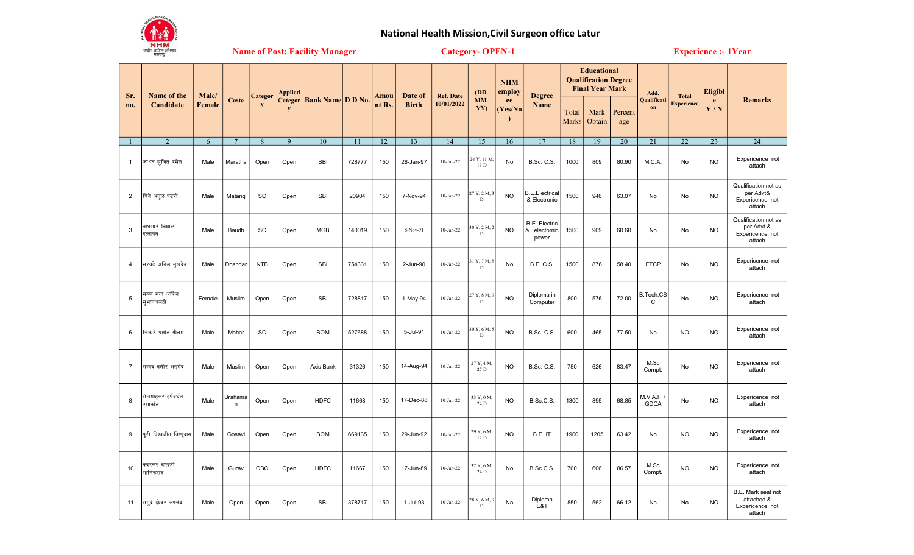# National Health Mission,Civil Surgeon office Latur

**Name of Post: Facility Manager** **Category- OPEN-1** **Experience :- 1Year**

| Sr. no. | Name of the Candidate | Male/ Female | Caste | Category | Applied Category | Bank Name | D D No. | Amount Rs. | Date of Birth | Ref. Date 10/01/2022 | (DD-MM-YY) | NHM employee (Yes/No) | Degree Name | Educational Qualification Degree Final Year Mark | | | Add. Qualification | Total Experience | Eligible Y / N | Remarks |
|---|---|---|---|---|---|---|---|---|---|---|---|---|---|---|---|---|---|---|---|---|
| | | | | | | | | | | | | | | Total Marks | Mark Obtain | Percentage | | | | |
| 1 | 2 | 6 | 7 | 8 | 9 | 10 | 11 | 12 | 13 | 14 | 15 | 16 | 17 | 18 | 19 | 20 | 21 | 22 | 23 | 24 |
| 1 | जाधव सुजित रमेश | Male | Maratha | Open | Open | SBI | 728777 | 150 | 28-Jan-97 | 10-Jan-22 | 24 Y, 11 M, 13 D | No | B.Sc. C.S. | 1000 | 809 | 80.90 | M.C.A. | No | NO | Expericence not attach |
| 2 | शिंदे अतुल पंढरी | Male | Matang | SC | Open | SBI | 20904 | 150 | 7-Nov-94 | 10-Jan-22 | 27 Y, 2 M, 3 D | NO | B.E.Electrical & Electronic | 1500 | 946 | 63.07 | No | No | NO | Qualification not as per Advt& Experience not attach |
| 3 | बाघमारे विशाल दत्तात्रय | Male | Baudh | SC | Open | MGB | 140019 | 150 | 8-Nov-91 | 10-Jan-22 | 30 Y, 2 M, 2 D | NO | B.E. Electric & electomic power | 1500 | 909 | 60.60 | No | No | NO | Qualification not as per Advt & Experience not attach |
| 4 | सरवदे अनिल सुखदेव | Male | Dhangar | NTB | Open | SBI | 754331 | 150 | 2-Jun-90 | 10-Jan-22 | 31 Y, 7 M, 8 D | No | B.E. C.S. | 1500 | 876 | 58.40 | FTCP | No | NO | Expericence not attach |
| 5 | सय्यद सना अर्फिन सुभानअल्ली | Female | Muslim | Open | Open | SBI | 728817 | 150 | 1-May-94 | 10-Jan-22 | 27 Y, 8 M, 9 D | NO | Diploma in Computer | 800 | 576 | 72.00 | B.Tech.CSC | No | NO | Expericence not attach |
| 6 | चिवाटे प्रशांत गौतम | Male | Mahar | SC | Open | BOM | 527688 | 150 | 5-Jul-91 | 10-Jan-22 | 30 Y, 6 M, 5 D | NO | B.Sc. C.S. | 600 | 465 | 77.50 | No | NO | NO | Expericence not attach |
| 7 | सय्यद बशीर अहमेद | Male | Muslim | Open | Open | Axis Bank | 31326 | 150 | 14-Aug-94 | 10-Jan-22 | 27 Y, 4 M, 27 D | NO | B.Sc. C.S. | 750 | 626 | 83.47 | M.Sc Compt. | No | NO | Expericence not attach |
| 8 | सैलमोहकर हर्षवर्धन रमाकांत | Male | Brahaman | Open | Open | HDFC | 11668 | 150 | 17-Dec-88 | 10-Jan-22 | 33 Y, 0 M, 24 D | NO | B.Sc.C.S. | 1300 | 895 | 68.85 | M.V.A.IT+ GDCA | No | NO | Expericence not attach |
| 9 | पुरी विश्वजीत विष्णूदास | Male | Gosavi | Open | Open | BOM | 669135 | 150 | 29-Jun-92 | 10-Jan-22 | 29 Y, 6 M, 12 D | NO | B.E. IT | 1900 | 1205 | 63.42 | No | NO | NO | Expericence not attach |
| 10 | कदरकर बालजी माधिकराव | Male | Gurav | OBC | Open | HDFC | 11667 | 150 | 17-Jun-89 | 10-Jan-22 | 32 Y, 6 M, 24 D | No | B.Sc C.S. | 700 | 606 | 86.57 | M.Sc Compt. | NO | NO | Expericence not attach |
| 11 | समुद्रे ईश्वर रुपचंद | Male | Open | Open | Open | SBI | 378717 | 150 | 1-Jul-93 | 10-Jan-22 | 28 Y, 6 M, 9 D | No | Diploma E&T | 850 | 562 | 66.12 | No | No | NO | B.E. Mark seat not attached & Experience not attach |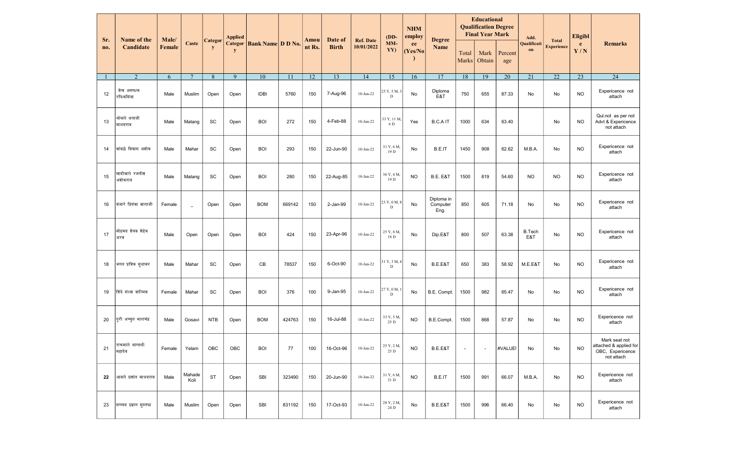| Sr. no. | Name of the Candidate | Male/ Female | Caste | Category | Applied Category | Bank Name | D D No. | Amount Rs. | Date of Birth | Ref. Date 10/01/2022 | (DD-MM-YY) | NHM employee (Yes/No) | Degree Name | Educational Qualification Degree Final Year Mark | | | Add. Qualification | Total Experience | Eligible Y / N | Remarks |
|---|---|---|---|---|---|---|---|---|---|---|---|---|---|---|---|---|---|---|---|---|
| | | | | | | | | | | | | | | Total Marks | Mark Obtain | Percentage | | | | |
| 1 | 2 | 6 | 7 | 8 | 9 | 10 | 11 | 12 | 13 | 14 | 15 | 16 | 17 | 18 | 19 | 20 | 21 | 22 | 23 | 24 |
| 12 | शेख असफाक रफिकमिया | Male | Muslim | Open | Open | IDBI | 5760 | 150 | 7-Aug-96 | 10-Jan-22 | 25 Y, 5 M, 3 D | No | Diploma E&T | 750 | 655 | 87.33 | No | No | NO | Experience not attach |
| 13 | भोसले धनाजी माधवराव | Male | Matang | SC | Open | BOI | 272 | 150 | 4-Feb-88 | 10-Jan-22 | 33 Y, 11 M, 6 D | Yes | B.C.A IT | 1000 | 634 | 63.40 | | No | NO | Qul.not as per not Advt & Experience not attach |
| 14 | कांबळे विकास अशोक | Male | Mahar | SC | Open | BOI | 293 | 150 | 22-Jun-90 | 10-Jan-22 | 31 Y, 6 M, 19 D | No | B.E.IT | 1450 | 908 | 62.62 | M.B.A. | No | NO | Experience not attach |
| 15 | खादीवाले रजनीश अशोकराव | Male | Matang | SC | Open | BOI | 280 | 150 | 22-Aug-85 | 10-Jan-22 | 36 Y, 4 M, 19 D | NO | B.E. E&T | 1500 | 819 | 54.60 | NO | NO | NO | Experience not attach |
| 16 | बंजारे प्रियंका बालाजी | Female | _ | Open | Open | BOM | 669142 | 150 | 2-Jan-99 | 10-Jan-22 | 23 Y, 0 M, 8 D | No | Diploma in Computer Eng. | 850 | 605 | 71.18 | No | No | NO | Experience not attach |
| 17 | मोहमद शेयब शेहेब अरब | Male | Open | Open | Open | BOI | 424 | 150 | 23-Apr-96 | 10-Jan-22 | 25 Y, 8 M, 18 D | No | Dip.E&T | 800 | 507 | 63.38 | B.Tech E&T | No | NO | Experience not attach |
| 18 | भगत प्रतिक सुधाकर | Male | Mahar | SC | Open | CB | 78537 | 150 | 6-Oct-90 | 10-Jan-22 | 31 Y, 3 M, 4 D | No | B.E.E&T | 650 | 383 | 58.92 | M.E.E&T | No | NO | Experience not attach |
| 19 | शिंदे संध्या वाल्मिक | Female | Mahar | SC | Open | BOI | 376 | 100 | 9-Jan-95 | 10-Jan-22 | 27 Y, 0 M, 1 D | No | B.E. Compt. | 1500 | 982 | 65.47 | No | No | NO | Experience not attach |
| 20 | पुरी अच्युत भालचंद्र | Male | Gosavi | NTB | Open | BOM | 424763 | 150 | 16-Jul-88 | 10-Jan-22 | 33 Y, 5 M, 25 D | NO | B.E.Compt. | 1500 | 868 | 57.87 | No | No | NO | Experience not attach |
| 21 | राचमाले भाग्यश्री महादेव | Female | Yelam | OBC | OBC | BOI | 77 | 100 | 16-Oct-96 | 10-Jan-22 | 25 Y, 2 M, 25 D | NO | B.E.E&T | - | - | #VALUE! | No | No | NO | Mark seat not attached & applied for OBC, Experience not attach |
| 22 | आवले प्रशांत माधवराव | Male | Mahade Koli | ST | Open | SBI | 323490 | 150 | 20-Jun-90 | 10-Jan-22 | 31 Y, 6 M, 21 D | NO | B.E.IT | 1500 | 991 | 66.07 | M.B.A. | No | NO | Experience not attach |
| 23 | सय्यद इम्रान मुस्तफा | Male | Muslim | Open | Open | SBI | 831192 | 150 | 17-Oct-93 | 10-Jan-22 | 28 Y, 2 M, 24 D | No | B.E.E&T | 1500 | 996 | 66.40 | No | No | NO | Experience not attach |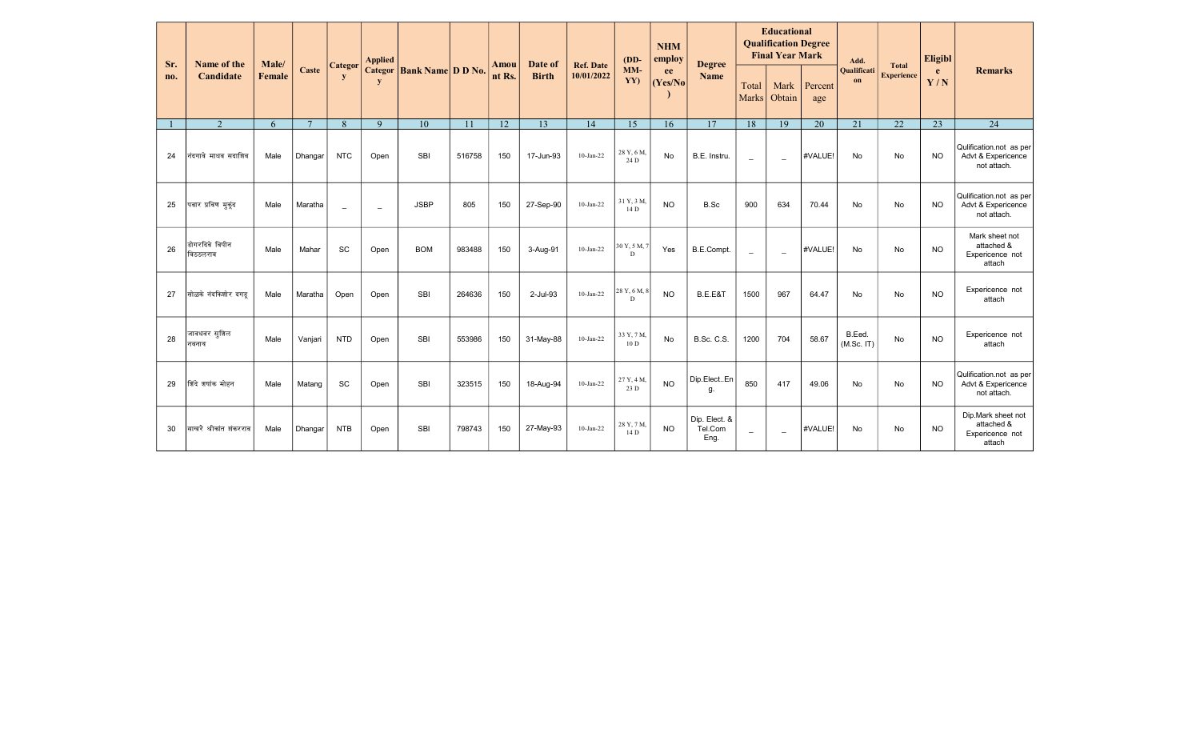| Sr. no. | Name of the Candidate | Male/ Female | Caste | Category | Applied Category | Bank Name | D D No. | Amount Rs. | Date of Birth | Ref. Date 10/01/2022 | (DD-MM-YY) | NHM employee (Yes/No) | Degree Name | Educational Qualification Degree Final Year Mark | | | Add. Qualification | Total Experience | Eligible Y / N | Remarks |
|---|---|---|---|---|---|---|---|---|---|---|---|---|---|---|---|---|---|---|---|---|
| | | | | | | | | | | | | | | Total Marks | Mark Obtain | Percentage | | | | |
| 1 | 2 | 6 | 7 | 8 | 9 | 10 | 11 | 12 | 13 | 14 | 15 | 16 | 17 | 18 | 19 | 20 | 21 | 22 | 23 | 24 |
| 24 | नंदगावे माधव सदाशिव | Male | Dhangar | NTC | Open | SBI | 516758 | 150 | 17-Jun-93 | 10-Jan-22 | 28 Y, 6 M, 24 D | No | B.E. Instru. | _ | _ | #VALUE! | No | No | NO | Qulification.not as per Advt & Expericence not attach. |
| 25 | पवार प्रविण मुकुंद | Male | Maratha | _ | _ | JSBP | 805 | 150 | 27-Sep-90 | 10-Jan-22 | 31 Y, 3 M, 14 D | NO | B.Sc | 900 | 634 | 70.44 | No | No | NO | Qulification.not as per Advt & Expericence not attach. |
| 26 | डोंगरदिवे विपीन विठ्ठलराव | Male | Mahar | SC | Open | BOM | 983488 | 150 | 3-Aug-91 | 10-Jan-22 | 30 Y, 5 M, 7 D | Yes | B.E.Compt. | _ | _ | #VALUE! | No | No | NO | Mark sheet not attached & Expericence not attach |
| 27 | सोळंके नंदकिशोर दगडू | Male | Maratha | Open | Open | SBI | 264636 | 150 | 2-Jul-93 | 10-Jan-22 | 28 Y, 6 M, 8 D | NO | B.E.E&T | 1500 | 967 | 64.47 | No | No | NO | Expericence not attach |
| 28 | जायधवर सुशिल नवनाथ | Male | Vanjari | NTD | Open | SBI | 553986 | 150 | 31-May-88 | 10-Jan-22 | 33 Y, 7 M, 10 D | No | B.Sc. C.S. | 1200 | 704 | 58.67 | B.Eed. (M.Sc. IT) | No | NO | Expericence not attach |
| 29 | शिंदे शशांक मोहन | Male | Matang | SC | Open | SBI | 323515 | 150 | 18-Aug-94 | 10-Jan-22 | 27 Y, 4 M, 23 D | NO | Dip.Elect..Eng. | 850 | 417 | 49.06 | No | No | NO | Qulification.not as per Advt & Expericence not attach. |
| 30 | सावरे श्रीकांत शंकरराव | Male | Dhangar | NTB | Open | SBI | 798743 | 150 | 27-May-93 | 10-Jan-22 | 28 Y, 7 M, 14 D | NO | Dip. Elect. & Tel.Com Eng. | _ | _ | #VALUE! | No | No | NO | Dip.Mark sheet not attached & Expericence not attach |